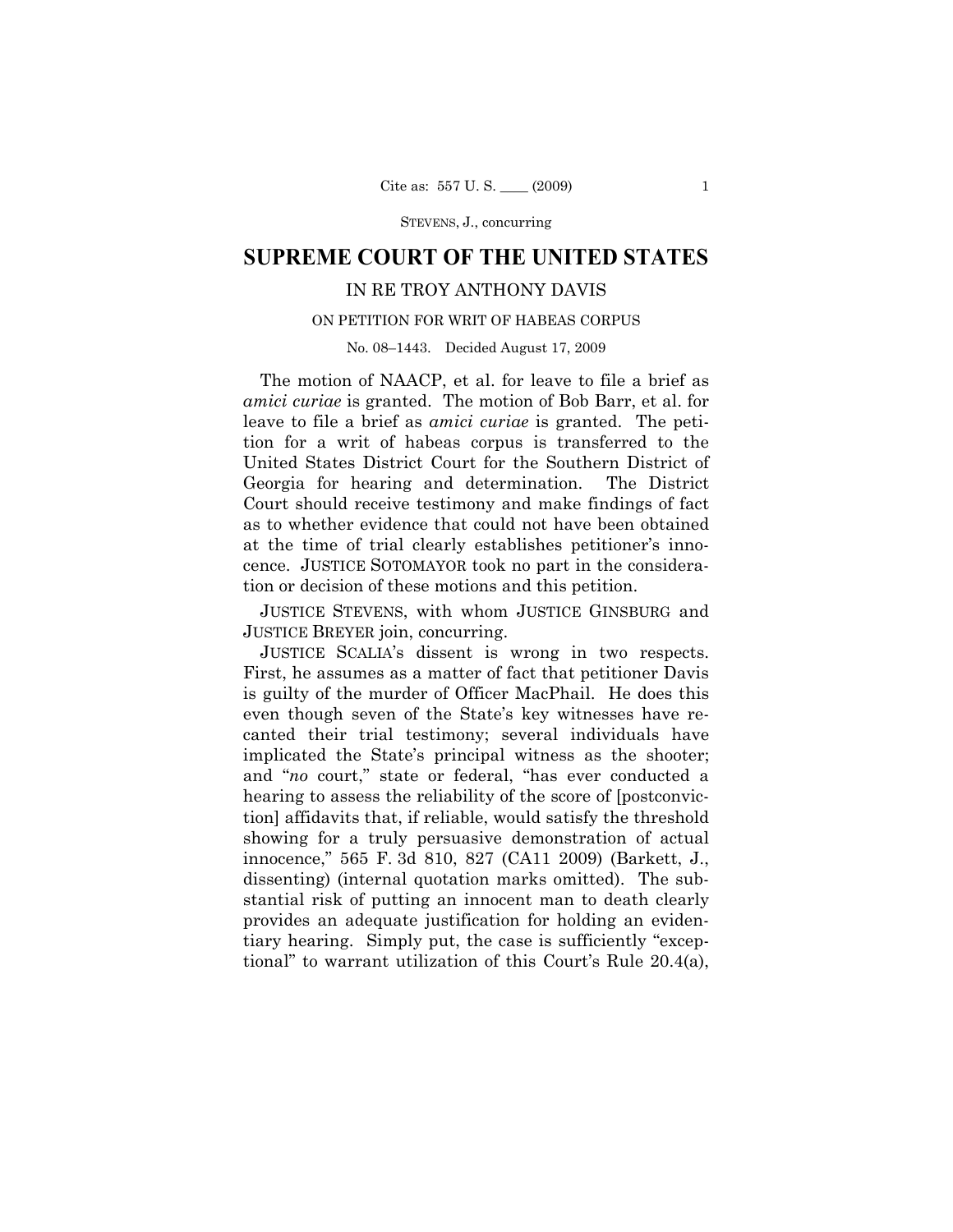# SUPREME COURT OF THE UNITED STATES

## IN RE TROY ANTHONY DAVIS

### ON PETITION FOR WRIT OF HABEAS CORPUS

No. 08–1443. Decided August 17, 2009

The motion of NAACP, et al. for leave to file a brief as *amici curiae* is granted. The motion of Bob Barr, et al. for leave to file a brief as *amici curiae* is granted. The petition for a writ of habeas corpus is transferred to the United States District Court for the Southern District of Georgia for hearing and determination. The District Court should receive testimony and make findings of fact as to whether evidence that could not have been obtained at the time of trial clearly establishes petitioner's innocence. JUSTICE SOTOMAYOR took no part in the consideration or decision of these motions and this petition.

JUSTICE STEVENS, with whom JUSTICE GINSBURG and JUSTICE BREYER join, concurring.

JUSTICE SCALIA's dissent is wrong in two respects. First, he assumes as a matter of fact that petitioner Davis is guilty of the murder of Officer MacPhail. He does this even though seven of the State's key witnesses have recanted their trial testimony; several individuals have implicated the State's principal witness as the shooter; and "*no* court," state or federal, "has ever conducted a hearing to assess the reliability of the score of [postconviction] affidavits that, if reliable, would satisfy the threshold showing for a truly persuasive demonstration of actual innocence," 565 F. 3d 810, 827 (CA11 2009) (Barkett, J., dissenting) (internal quotation marks omitted). The substantial risk of putting an innocent man to death clearly provides an adequate justification for holding an evidentiary hearing. Simply put, the case is sufficiently "exceptional" to warrant utilization of this Court's Rule 20.4(a),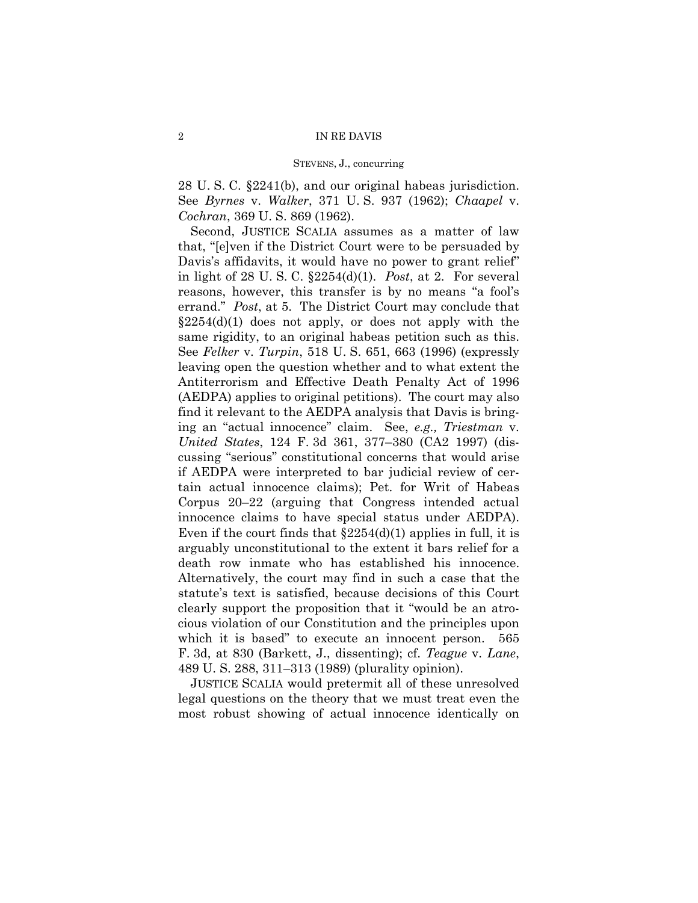28 U. S. C. §2241(b), and our original habeas jurisdiction. See *Byrnes* v. *Walker*, 371 U. S. 937 (1962); *Chaapel* v. *Cochran*, 369 U. S. 869 (1962).

Second, JUSTICE SCALIA assumes as a matter of law that, "[e]ven if the District Court were to be persuaded by Davis's affidavits, it would have no power to grant relief" in light of 28 U. S. C. §2254(d)(1). *Post*, at 2. For several reasons, however, this transfer is by no means "a fool's errand." *Post*, at 5. The District Court may conclude that §2254(d)(1) does not apply, or does not apply with the same rigidity, to an original habeas petition such as this. See *Felker* v. *Turpin*, 518 U. S. 651, 663 (1996) (expressly leaving open the question whether and to what extent the Antiterrorism and Effective Death Penalty Act of 1996 (AEDPA) applies to original petitions). The court may also find it relevant to the AEDPA analysis that Davis is bringing an "actual innocence" claim. See, *e.g., Triestman* v. *United States*, 124 F. 3d 361, 377–380 (CA2 1997) (discussing "serious" constitutional concerns that would arise if AEDPA were interpreted to bar judicial review of certain actual innocence claims); Pet. for Writ of Habeas Corpus 20–22 (arguing that Congress intended actual innocence claims to have special status under AEDPA). Even if the court finds that §2254(d)(1) applies in full, it is arguably unconstitutional to the extent it bars relief for a death row inmate who has established his innocence. Alternatively, the court may find in such a case that the statute's text is satisfied, because decisions of this Court clearly support the proposition that it "would be an atrocious violation of our Constitution and the principles upon which it is based" to execute an innocent person. 565 F. 3d, at 830 (Barkett, J., dissenting); cf. *Teague* v. *Lane*, 489 U. S. 288, 311–313 (1989) (plurality opinion).

JUSTICE SCALIA would pretermit all of these unresolved legal questions on the theory that we must treat even the most robust showing of actual innocence identically on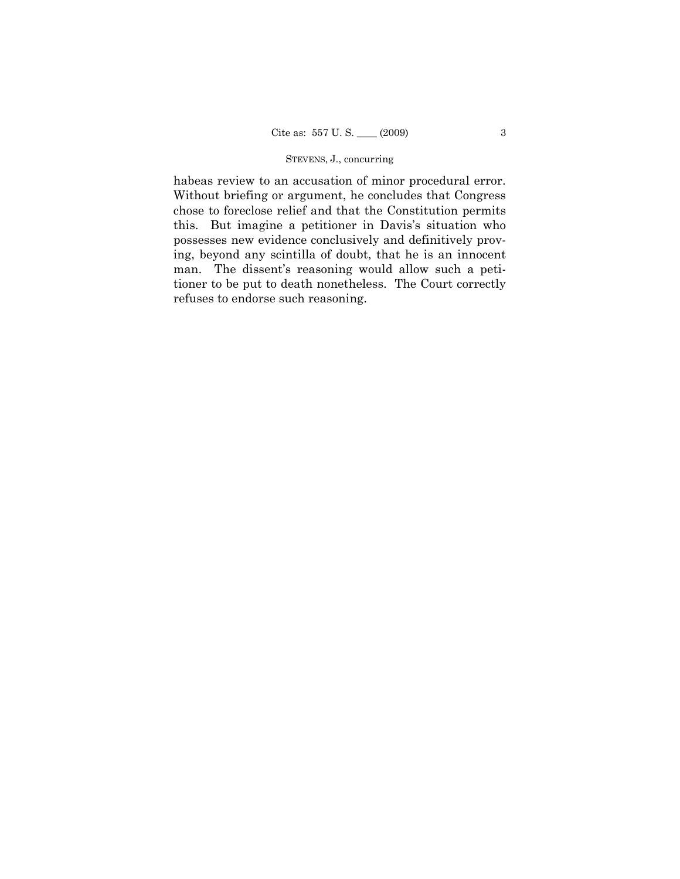habeas review to an accusation of minor procedural error. Without briefing or argument, he concludes that Congress chose to foreclose relief and that the Constitution permits this. But imagine a petitioner in Davis's situation who possesses new evidence conclusively and definitively proving, beyond any scintilla of doubt, that he is an innocent man. The dissent's reasoning would allow such a petitioner to be put to death nonetheless. The Court correctly refuses to endorse such reasoning.